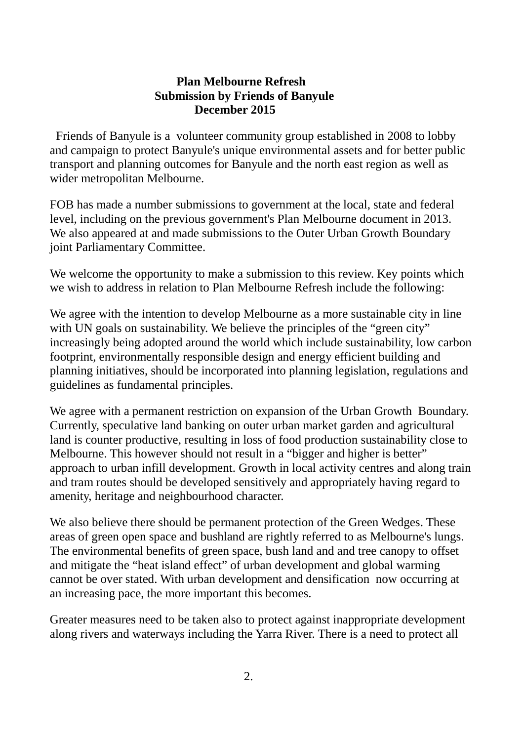**Plan Melbourne Refresh**
**Submission by Friends of Banyule**
**December 2015**

Friends of Banyule is a volunteer community group established in 2008 to lobby and campaign to protect Banyule's unique environmental assets and for better public transport and planning outcomes for Banyule and the north east region as well as wider metropolitan Melbourne.

FOB has made a number submissions to government at the local, state and federal level, including on the previous government's Plan Melbourne document in 2013. We also appeared at and made submissions to the Outer Urban Growth Boundary joint Parliamentary Committee.

We welcome the opportunity to make a submission to this review. Key points which we wish to address in relation to Plan Melbourne Refresh include the following:

We agree with the intention to develop Melbourne as a more sustainable city in line with UN goals on sustainability. We believe the principles of the "green city" increasingly being adopted around the world which include sustainability, low carbon footprint, environmentally responsible design and energy efficient building and planning initiatives, should be incorporated into planning legislation, regulations and guidelines as fundamental principles.

We agree with a permanent restriction on expansion of the Urban Growth Boundary. Currently, speculative land banking on outer urban market garden and agricultural land is counter productive, resulting in loss of food production sustainability close to Melbourne. This however should not result in a "bigger and higher is better" approach to urban infill development. Growth in local activity centres and along train and tram routes should be developed sensitively and appropriately having regard to amenity, heritage and neighbourhood character.

We also believe there should be permanent protection of the Green Wedges. These areas of green open space and bushland are rightly referred to as Melbourne's lungs. The environmental benefits of green space, bush land and and tree canopy to offset and mitigate the "heat island effect" of urban development and global warming cannot be over stated. With urban development and densification now occurring at an increasing pace, the more important this becomes.

Greater measures need to be taken also to protect against inappropriate development along rivers and waterways including the Yarra River. There is a need to protect all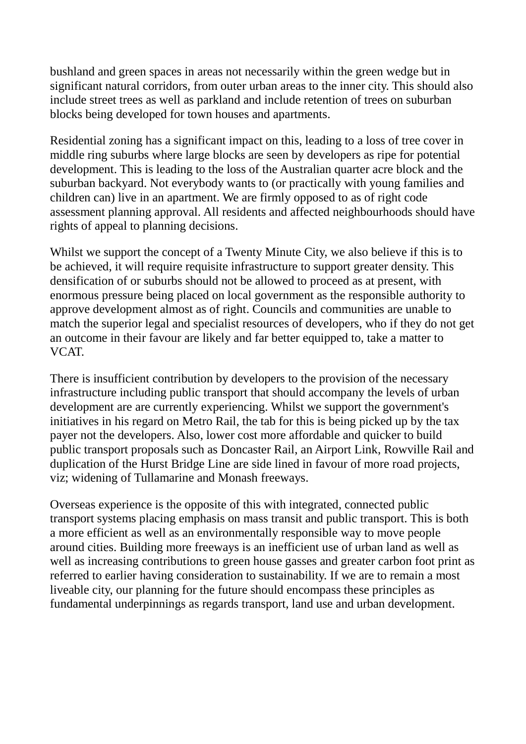bushland and green spaces in areas not necessarily within the green wedge but in significant natural corridors, from outer urban areas to the inner city. This should also include street trees as well as parkland and include retention of trees on suburban blocks being developed for town houses and apartments.

Residential zoning has a significant impact on this, leading to a loss of tree cover in middle ring suburbs where large blocks are seen by developers as ripe for potential development. This is leading to the loss of the Australian quarter acre block and the suburban backyard. Not everybody wants to (or practically with young families and children can) live in an apartment. We are firmly opposed to as of right code assessment planning approval. All residents and affected neighbourhoods should have rights of appeal to planning decisions.

Whilst we support the concept of a Twenty Minute City, we also believe if this is to be achieved, it will require requisite infrastructure to support greater density. This densification of or suburbs should not be allowed to proceed as at present, with enormous pressure being placed on local government as the responsible authority to approve development almost as of right. Councils and communities are unable to match the superior legal and specialist resources of developers, who if they do not get an outcome in their favour are likely and far better equipped to, take a matter to VCAT.

There is insufficient contribution by developers to the provision of the necessary infrastructure including public transport that should accompany the levels of urban development are are currently experiencing. Whilst we support the government's initiatives in his regard on Metro Rail, the tab for this is being picked up by the tax payer not the developers. Also, lower cost more affordable and quicker to build public transport proposals such as Doncaster Rail, an Airport Link, Rowville Rail and duplication of the Hurst Bridge Line are side lined in favour of more road projects, viz; widening of Tullamarine and Monash freeways.

Overseas experience is the opposite of this with integrated, connected public transport systems placing emphasis on mass transit and public transport. This is both a more efficient as well as an environmentally responsible way to move people around cities. Building more freeways is an inefficient use of urban land as well as well as increasing contributions to green house gasses and greater carbon foot print as referred to earlier having consideration to sustainability. If we are to remain a most liveable city, our planning for the future should encompass these principles as fundamental underpinnings as regards transport, land use and urban development.